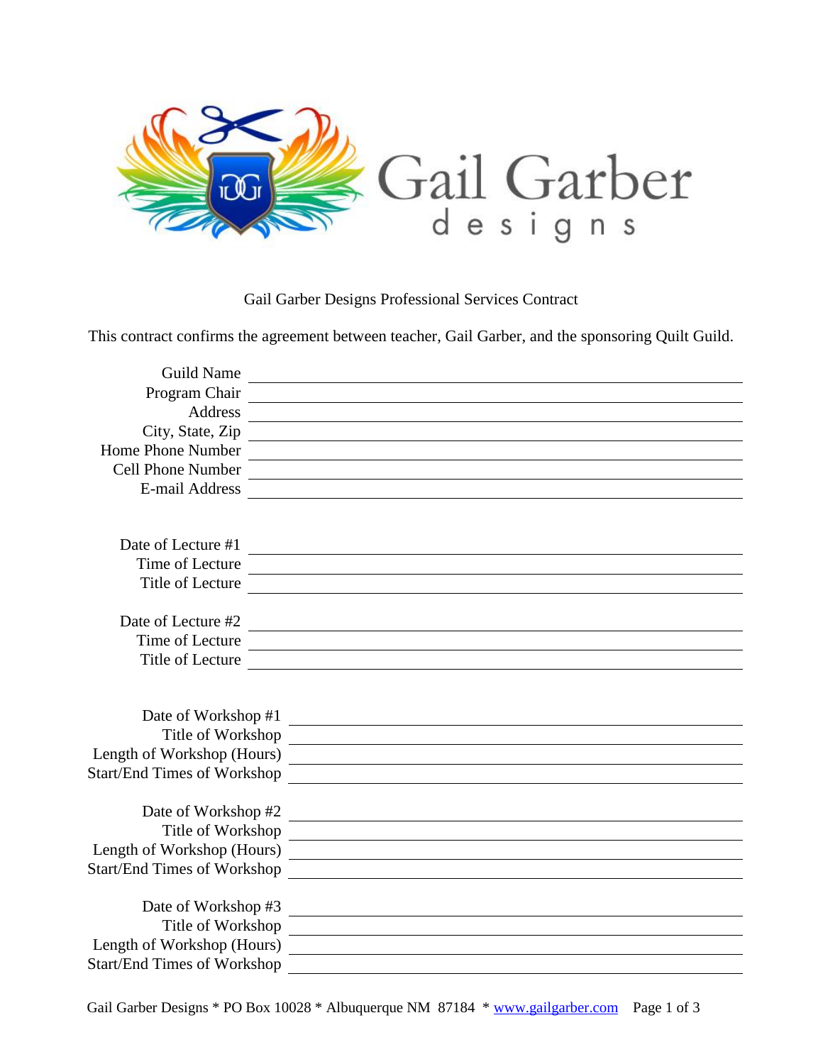Gail Garber designs

# Gail Garber Designs Professional Services Contract

This contract confirms the agreement between teacher, Gail Garber, and the sponsoring Quilt Guild.

Guild Name \_\_\_\_\_\_\_\_\_\_\_\_\_\_\_\_\_\_\_\_\_\_\_\_

Program Chair \_\_\_\_\_\_\_\_\_\_\_\_\_\_\_\_\_\_\_\_\_\_\_\_

Address \_\_\_\_\_\_\_\_\_\_\_\_\_\_\_\_\_\_\_\_\_\_\_\_

City, State, Zip \_\_\_\_\_\_\_\_\_\_\_\_\_\_\_\_\_\_\_\_\_\_\_\_

Home Phone Number \_\_\_\_\_\_\_\_\_\_\_\_\_\_\_\_\_\_\_\_\_\_\_\_

Cell Phone Number \_\_\_\_\_\_\_\_\_\_\_\_\_\_\_\_\_\_\_\_\_\_\_\_

E-mail Address \_\_\_\_\_\_\_\_\_\_\_\_\_\_\_\_\_\_\_\_\_\_\_\_

Date of Lecture #1 \_\_\_\_\_\_\_\_\_\_\_\_\_\_\_\_\_\_\_\_\_\_\_\_

Time of Lecture \_\_\_\_\_\_\_\_\_\_\_\_\_\_\_\_\_\_\_\_\_\_\_\_

Title of Lecture \_\_\_\_\_\_\_\_\_\_\_\_\_\_\_\_\_\_\_\_\_\_\_\_

Date of Lecture #2 \_\_\_\_\_\_\_\_\_\_\_\_\_\_\_\_\_\_\_\_\_\_\_\_

Time of Lecture \_\_\_\_\_\_\_\_\_\_\_\_\_\_\_\_\_\_\_\_\_\_\_\_

Title of Lecture \_\_\_\_\_\_\_\_\_\_\_\_\_\_\_\_\_\_\_\_\_\_\_\_

Date of Workshop #1 \_\_\_\_\_\_\_\_\_\_\_\_\_\_\_\_\_\_\_\_\_\_\_\_

Title of Workshop \_\_\_\_\_\_\_\_\_\_\_\_\_\_\_\_\_\_\_\_\_\_\_\_

Length of Workshop (Hours) \_\_\_\_\_\_\_\_\_\_\_\_\_\_\_\_\_\_\_\_\_\_\_\_

Start/End Times of Workshop \_\_\_\_\_\_\_\_\_\_\_\_\_\_\_\_\_\_\_\_\_\_\_\_

Date of Workshop #2 \_\_\_\_\_\_\_\_\_\_\_\_\_\_\_\_\_\_\_\_\_\_\_\_

Title of Workshop \_\_\_\_\_\_\_\_\_\_\_\_\_\_\_\_\_\_\_\_\_\_\_\_

Length of Workshop (Hours) \_\_\_\_\_\_\_\_\_\_\_\_\_\_\_\_\_\_\_\_\_\_\_\_

Start/End Times of Workshop \_\_\_\_\_\_\_\_\_\_\_\_\_\_\_\_\_\_\_\_\_\_\_\_

Date of Workshop #3 \_\_\_\_\_\_\_\_\_\_\_\_\_\_\_\_\_\_\_\_\_\_\_\_

Title of Workshop \_\_\_\_\_\_\_\_\_\_\_\_\_\_\_\_\_\_\_\_\_\_\_\_

Length of Workshop (Hours) \_\_\_\_\_\_\_\_\_\_\_\_\_\_\_\_\_\_\_\_\_\_\_\_

Start/End Times of Workshop \_\_\_\_\_\_\_\_\_\_\_\_\_\_\_\_\_\_\_\_\_\_\_\_

Gail Garber Designs * PO Box 10028 * Albuquerque NM 87184 * www.gailgarber.com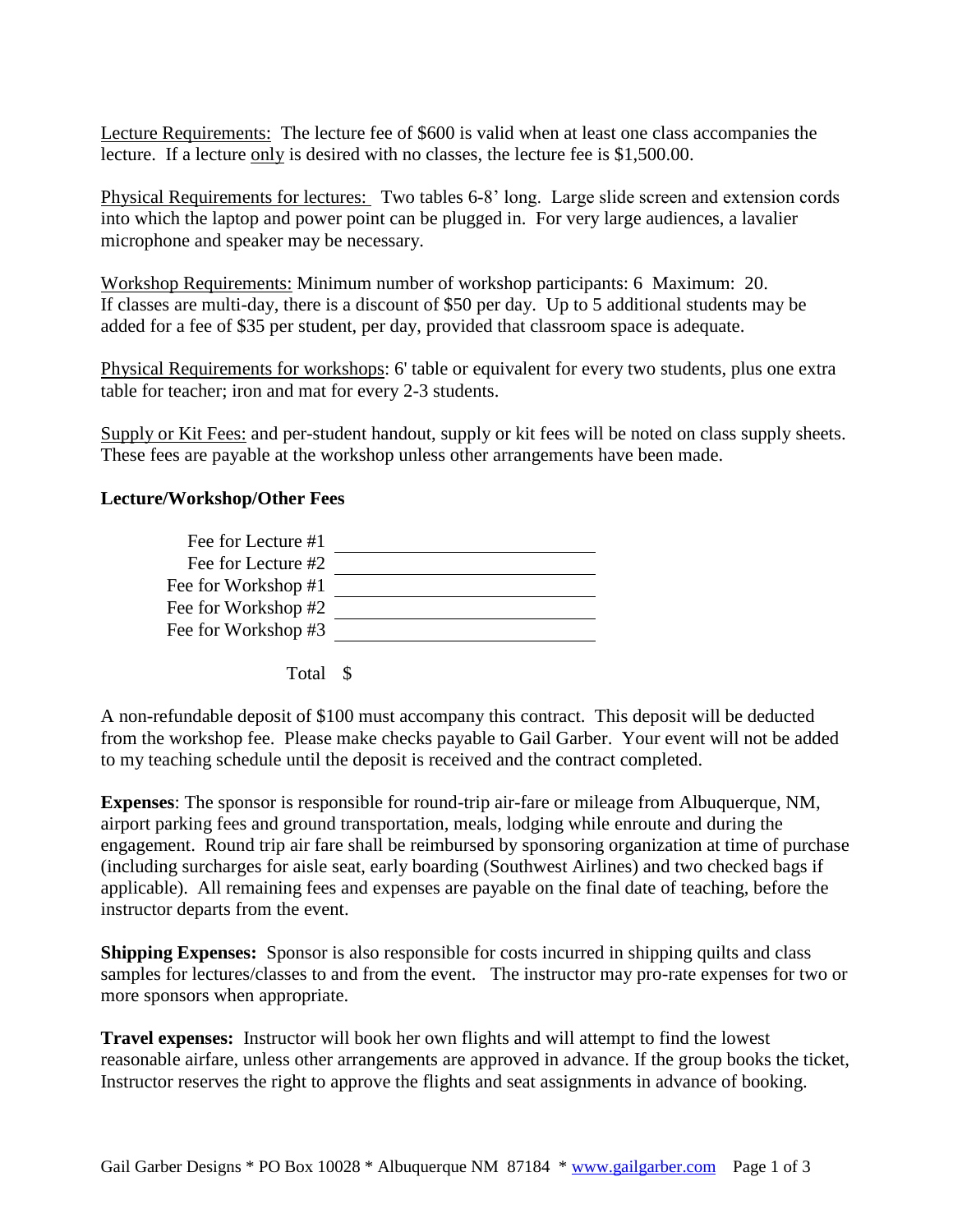Lecture Requirements: The lecture fee of $600 is valid when at least one class accompanies the lecture. If a lecture only is desired with no classes, the lecture fee is $1,500.00.

Physical Requirements for lectures: Two tables 6-8' long. Large slide screen and extension cords into which the laptop and power point can be plugged in. For very large audiences, a lavalier microphone and speaker may be necessary.

Workshop Requirements: Minimum number of workshop participants: 6 Maximum: 20. If classes are multi-day, there is a discount of $50 per day. Up to 5 additional students may be added for a fee of $35 per student, per day, provided that classroom space is adequate.

Physical Requirements for workshops: 6' table or equivalent for every two students, plus one extra table for teacher; iron and mat for every 2-3 students.

Supply or Kit Fees: and per-student handout, supply or kit fees will be noted on class supply sheets. These fees are payable at the workshop unless other arrangements have been made.

**Lecture/Workshop/Other Fees**

Fee for Lecture #1 ______________________
Fee for Lecture #2 ______________________
Fee for Workshop #1 ______________________
Fee for Workshop #2 ______________________
Fee for Workshop #3 ______________________

Total $

A non-refundable deposit of $100 must accompany this contract. This deposit will be deducted from the workshop fee. Please make checks payable to Gail Garber. Your event will not be added to my teaching schedule until the deposit is received and the contract completed.

**Expenses**: The sponsor is responsible for round-trip air-fare or mileage from Albuquerque, NM, airport parking fees and ground transportation, meals, lodging while enroute and during the engagement. Round trip air fare shall be reimbursed by sponsoring organization at time of purchase (including surcharges for aisle seat, early boarding (Southwest Airlines) and two checked bags if applicable). All remaining fees and expenses are payable on the final date of teaching, before the instructor departs from the event.

**Shipping Expenses:** Sponsor is also responsible for costs incurred in shipping quilts and class samples for lectures/classes to and from the event. The instructor may pro-rate expenses for two or more sponsors when appropriate.

**Travel expenses:** Instructor will book her own flights and will attempt to find the lowest reasonable airfare, unless other arrangements are approved in advance. If the group books the ticket, Instructor reserves the right to approve the flights and seat assignments in advance of booking.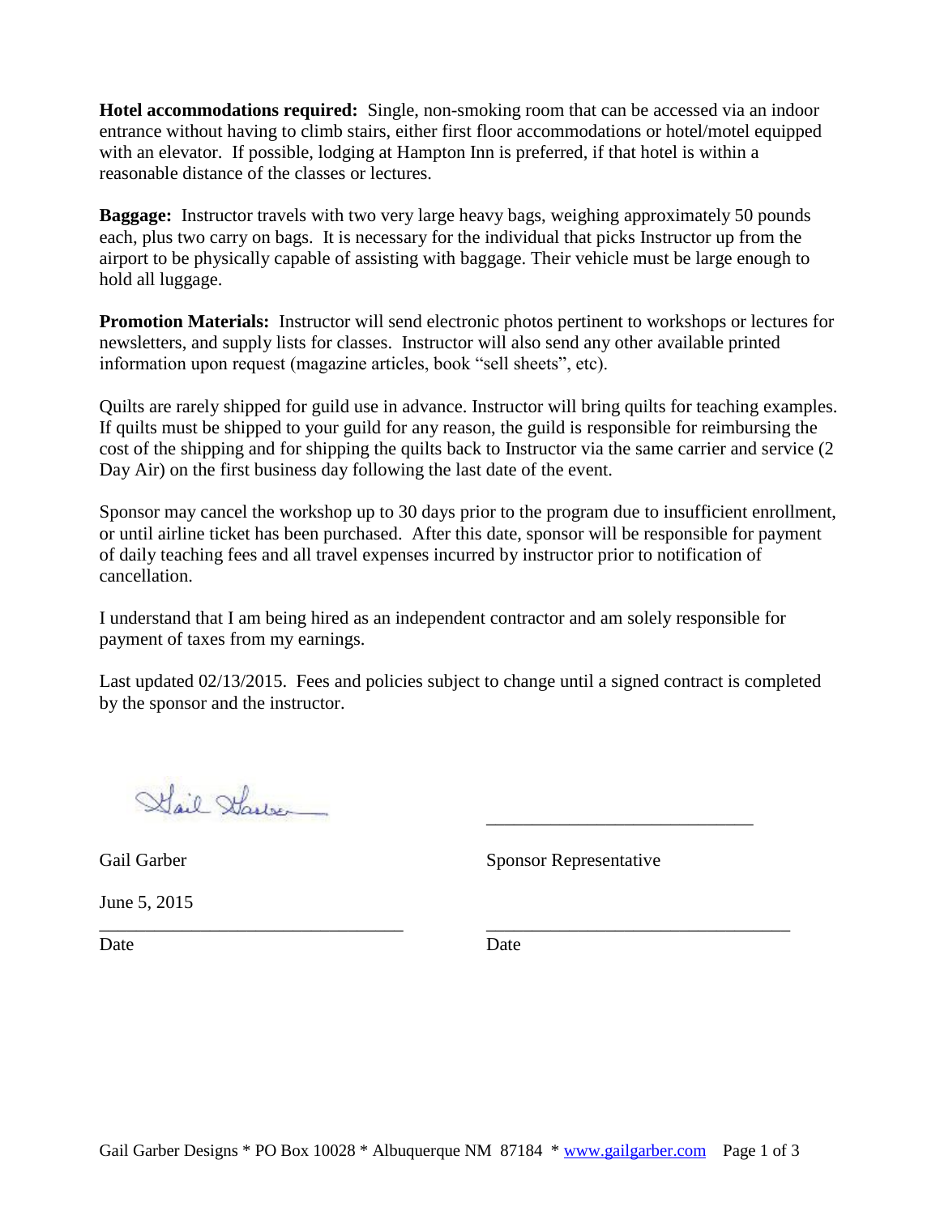**Hotel accommodations required:** Single, non-smoking room that can be accessed via an indoor entrance without having to climb stairs, either first floor accommodations or hotel/motel equipped with an elevator. If possible, lodging at Hampton Inn is preferred, if that hotel is within a reasonable distance of the classes or lectures.

**Baggage:** Instructor travels with two very large heavy bags, weighing approximately 50 pounds each, plus two carry on bags. It is necessary for the individual that picks Instructor up from the airport to be physically capable of assisting with baggage. Their vehicle must be large enough to hold all luggage.

**Promotion Materials:** Instructor will send electronic photos pertinent to workshops or lectures for newsletters, and supply lists for classes. Instructor will also send any other available printed information upon request (magazine articles, book "sell sheets", etc).

Quilts are rarely shipped for guild use in advance. Instructor will bring quilts for teaching examples. If quilts must be shipped to your guild for any reason, the guild is responsible for reimbursing the cost of the shipping and for shipping the quilts back to Instructor via the same carrier and service (2 Day Air) on the first business day following the last date of the event.

Sponsor may cancel the workshop up to 30 days prior to the program due to insufficient enrollment, or until airline ticket has been purchased. After this date, sponsor will be responsible for payment of daily teaching fees and all travel expenses incurred by instructor prior to notification of cancellation.

I understand that I am being hired as an independent contractor and am solely responsible for payment of taxes from my earnings.

Last updated 02/13/2015. Fees and policies subject to change until a signed contract is completed by the sponsor and the instructor.

Gail Garber ______________________________

Gail Garber — Sponsor Representative

June 5, 2015

______________________________ ______________________________

Date — Date